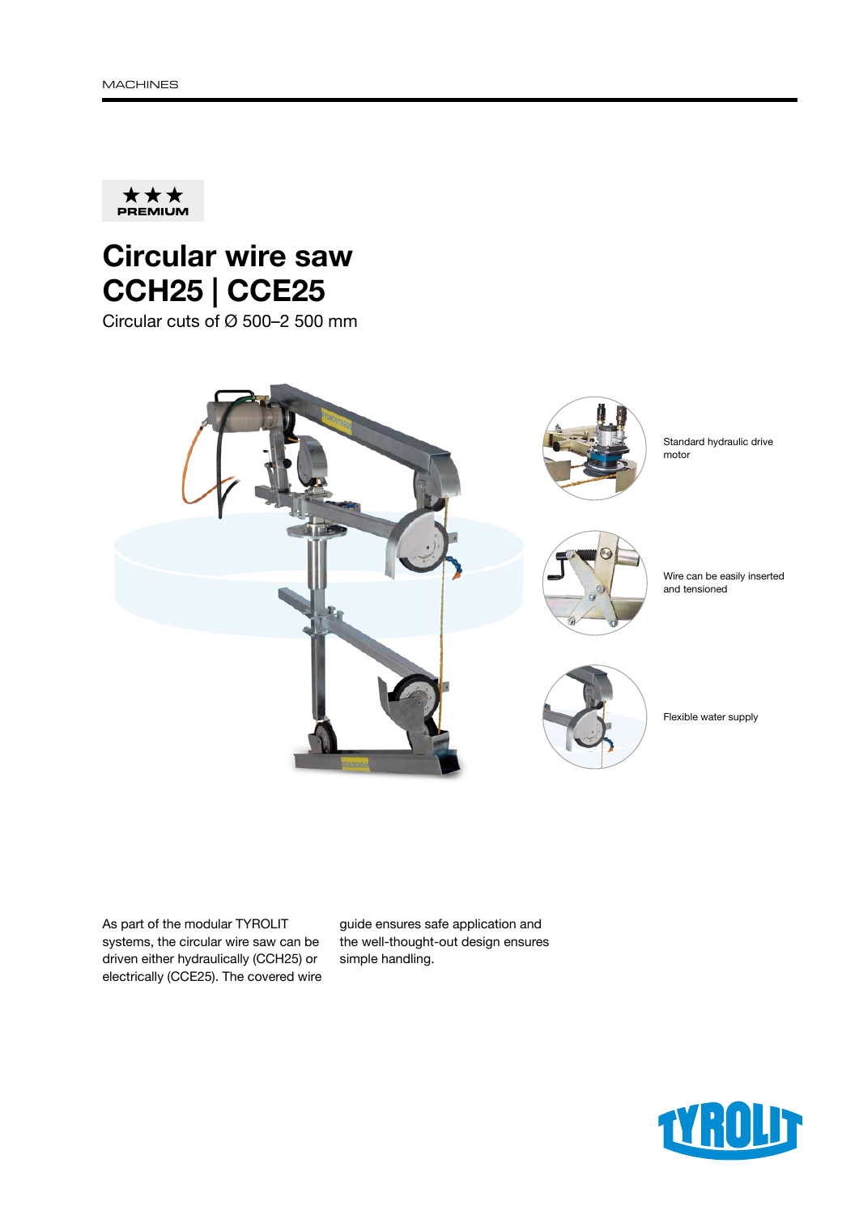★★★
PREMIUM

# Circular wire saw CCH25 | CCE25

Circular cuts of Ø 500–2 500 mm

Standard hydraulic drive motor

Wire can be easily inserted and tensioned

Flexible water supply

As part of the modular TYROLIT systems, the circular wire saw can be driven either hydraulically (CCH25) or electrically (CCE25). The covered wire guide ensures safe application and the well-thought-out design ensures simple handling.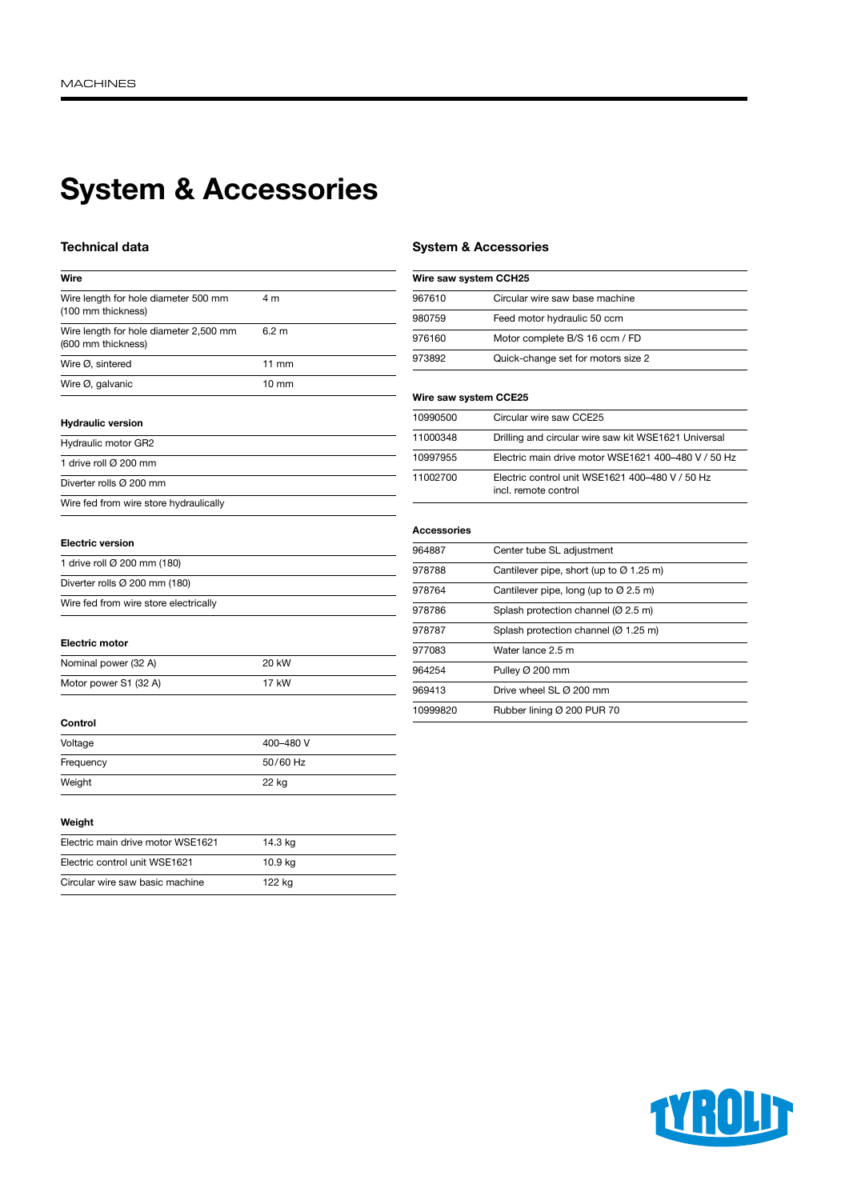# System & Accessories

## Technical data

| **Wire** | |
|---|---|
| Wire length for hole diameter 500 mm (100 mm thickness) | 4 m |
| Wire length for hole diameter 2,500 mm (600 mm thickness) | 6.2 m |
| Wire Ø, sintered | 11 mm |
| Wire Ø, galvanic | 10 mm |

| **Hydraulic version** |
|---|
| Hydraulic motor GR2 |
| 1 drive roll Ø 200 mm |
| Diverter rolls Ø 200 mm |
| Wire fed from wire store hydraulically |

| **Electric version** |
|---|
| 1 drive roll Ø 200 mm (180) |
| Diverter rolls Ø 200 mm (180) |
| Wire fed from wire store electrically |

| **Electric motor** | |
|---|---|
| Nominal power (32 A) | 20 kW |
| Motor power S1 (32 A) | 17 kW |

| **Control** | |
|---|---|
| Voltage | 400–480 V |
| Frequency | 50/60 Hz |
| Weight | 22 kg |

| **Weight** | |
|---|---|
| Electric main drive motor WSE1621 | 14.3 kg |
| Electric control unit WSE1621 | 10.9 kg |
| Circular wire saw basic machine | 122 kg |

## System & Accessories

| **Wire saw system CCH25** | |
|---|---|
| 967610 | Circular wire saw base machine |
| 980759 | Feed motor hydraulic 50 ccm |
| 976160 | Motor complete B/S 16 ccm / FD |
| 973892 | Quick-change set for motors size 2 |

| **Wire saw system CCE25** | |
|---|---|
| 10990500 | Circular wire saw CCE25 |
| 11000348 | Drilling and circular wire saw kit WSE1621 Universal |
| 10997955 | Electric main drive motor WSE1621 400–480 V / 50 Hz |
| 11002700 | Electric control unit WSE1621 400–480 V / 50 Hz incl. remote control |

| **Accessories** | |
|---|---|
| 964887 | Center tube SL adjustment |
| 978788 | Cantilever pipe, short (up to Ø 1.25 m) |
| 978764 | Cantilever pipe, long (up to Ø 2.5 m) |
| 978786 | Splash protection channel (Ø 2.5 m) |
| 978787 | Splash protection channel (Ø 1.25 m) |
| 977083 | Water lance 2.5 m |
| 964254 | Pulley Ø 200 mm |
| 969413 | Drive wheel SL Ø 200 mm |
| 10999820 | Rubber lining Ø 200 PUR 70 |

TYROLIT